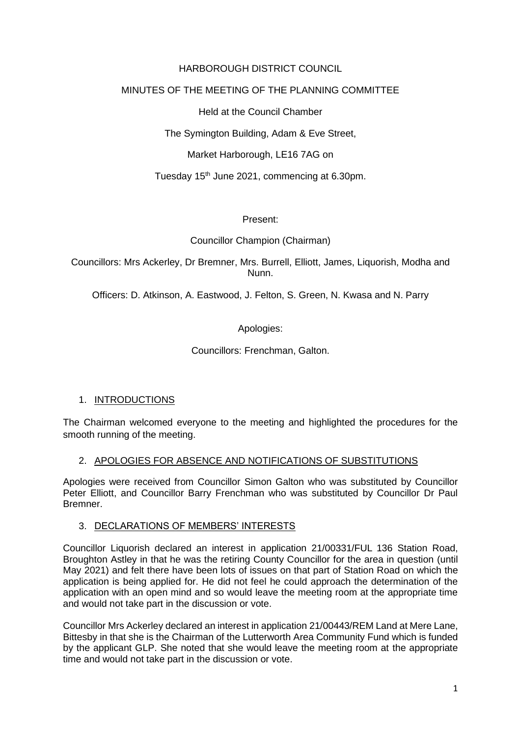HARBOROUGH DISTRICT COUNCIL

MINUTES OF THE MEETING OF THE PLANNING COMMITTEE

Held at the Council Chamber

The Symington Building, Adam & Eve Street,

Market Harborough, LE16 7AG on

Tuesday 15th June 2021, commencing at 6.30pm.

Present:

Councillor Champion (Chairman)

Councillors: Mrs Ackerley, Dr Bremner, Mrs. Burrell, Elliott, James, Liquorish, Modha and Nunn.

Officers: D. Atkinson, A. Eastwood, J. Felton, S. Green, N. Kwasa and N. Parry

Apologies:

Councillors: Frenchman, Galton.

## 1. INTRODUCTIONS

The Chairman welcomed everyone to the meeting and highlighted the procedures for the smooth running of the meeting.

## 2. APOLOGIES FOR ABSENCE AND NOTIFICATIONS OF SUBSTITUTIONS

Apologies were received from Councillor Simon Galton who was substituted by Councillor Peter Elliott, and Councillor Barry Frenchman who was substituted by Councillor Dr Paul Bremner.

## 3. DECLARATIONS OF MEMBERS' INTERESTS

Councillor Liquorish declared an interest in application 21/00331/FUL 136 Station Road, Broughton Astley in that he was the retiring County Councillor for the area in question (until May 2021) and felt there have been lots of issues on that part of Station Road on which the application is being applied for. He did not feel he could approach the determination of the application with an open mind and so would leave the meeting room at the appropriate time and would not take part in the discussion or vote.

Councillor Mrs Ackerley declared an interest in application 21/00443/REM Land at Mere Lane, Bittesby in that she is the Chairman of the Lutterworth Area Community Fund which is funded by the applicant GLP. She noted that she would leave the meeting room at the appropriate time and would not take part in the discussion or vote.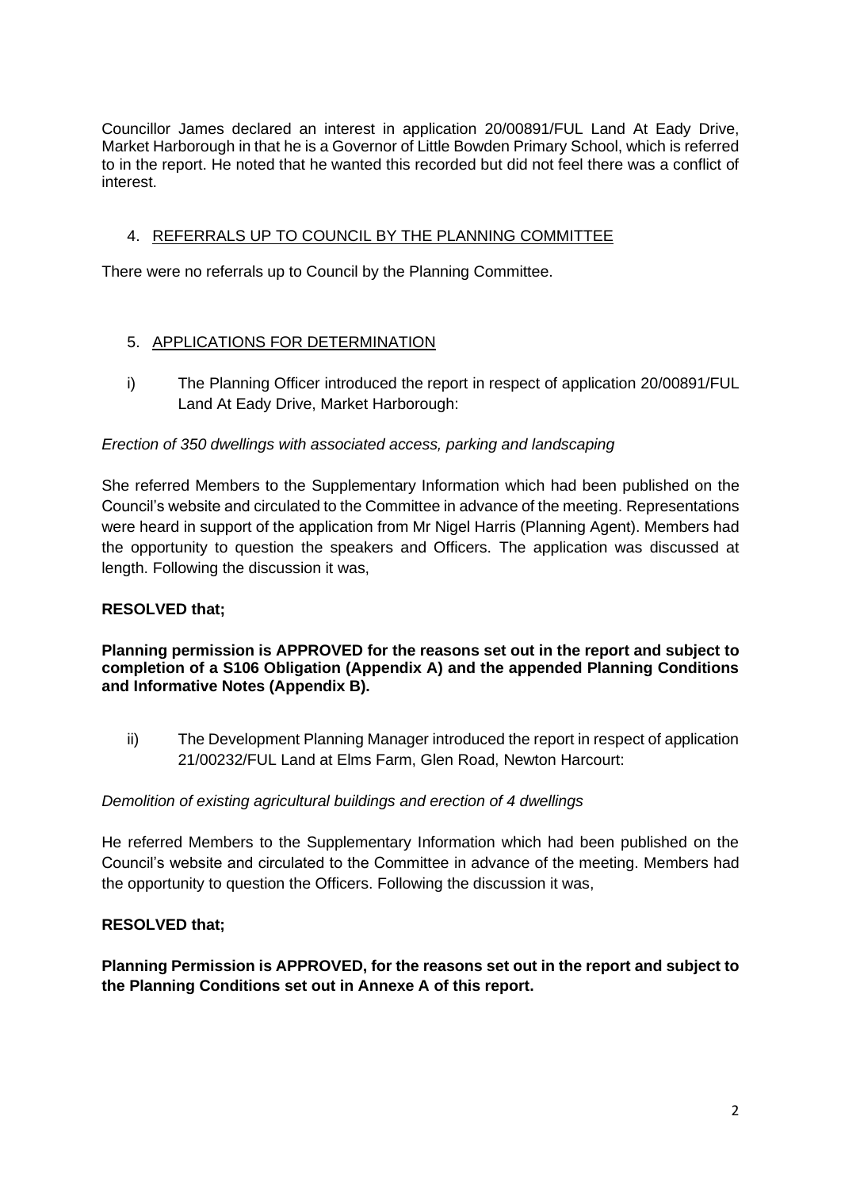Councillor James declared an interest in application 20/00891/FUL Land At Eady Drive, Market Harborough in that he is a Governor of Little Bowden Primary School, which is referred to in the report. He noted that he wanted this recorded but did not feel there was a conflict of interest.

## 4. REFERRALS UP TO COUNCIL BY THE PLANNING COMMITTEE

There were no referrals up to Council by the Planning Committee.

## 5. APPLICATIONS FOR DETERMINATION

i) The Planning Officer introduced the report in respect of application 20/00891/FUL Land At Eady Drive, Market Harborough:

*Erection of 350 dwellings with associated access, parking and landscaping*

She referred Members to the Supplementary Information which had been published on the Council's website and circulated to the Committee in advance of the meeting. Representations were heard in support of the application from Mr Nigel Harris (Planning Agent). Members had the opportunity to question the speakers and Officers. The application was discussed at length. Following the discussion it was,

**RESOLVED that;**

**Planning permission is APPROVED for the reasons set out in the report and subject to completion of a S106 Obligation (Appendix A) and the appended Planning Conditions and Informative Notes (Appendix B).**

ii) The Development Planning Manager introduced the report in respect of application 21/00232/FUL Land at Elms Farm, Glen Road, Newton Harcourt:

*Demolition of existing agricultural buildings and erection of 4 dwellings*

He referred Members to the Supplementary Information which had been published on the Council's website and circulated to the Committee in advance of the meeting. Members had the opportunity to question the Officers. Following the discussion it was,

**RESOLVED that;**

**Planning Permission is APPROVED, for the reasons set out in the report and subject to the Planning Conditions set out in Annexe A of this report.**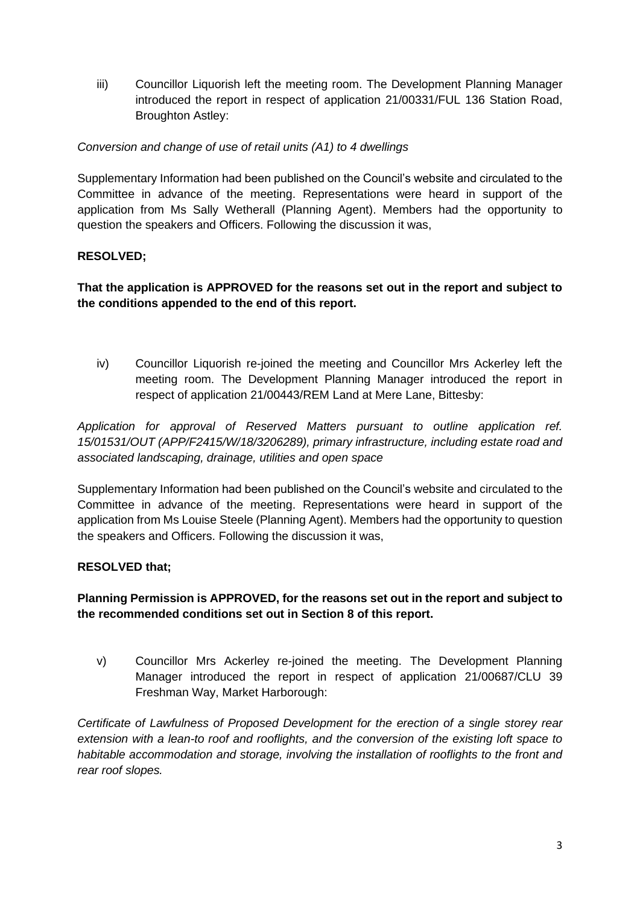iii) Councillor Liquorish left the meeting room. The Development Planning Manager introduced the report in respect of application 21/00331/FUL 136 Station Road, Broughton Astley:

*Conversion and change of use of retail units (A1) to 4 dwellings*

Supplementary Information had been published on the Council's website and circulated to the Committee in advance of the meeting. Representations were heard in support of the application from Ms Sally Wetherall (Planning Agent). Members had the opportunity to question the speakers and Officers. Following the discussion it was,

**RESOLVED;**

**That the application is APPROVED for the reasons set out in the report and subject to the conditions appended to the end of this report.**

iv) Councillor Liquorish re-joined the meeting and Councillor Mrs Ackerley left the meeting room. The Development Planning Manager introduced the report in respect of application 21/00443/REM Land at Mere Lane, Bittesby:

*Application for approval of Reserved Matters pursuant to outline application ref. 15/01531/OUT (APP/F2415/W/18/3206289), primary infrastructure, including estate road and associated landscaping, drainage, utilities and open space*

Supplementary Information had been published on the Council's website and circulated to the Committee in advance of the meeting. Representations were heard in support of the application from Ms Louise Steele (Planning Agent). Members had the opportunity to question the speakers and Officers. Following the discussion it was,

**RESOLVED that;**

**Planning Permission is APPROVED, for the reasons set out in the report and subject to the recommended conditions set out in Section 8 of this report.**

v) Councillor Mrs Ackerley re-joined the meeting. The Development Planning Manager introduced the report in respect of application 21/00687/CLU 39 Freshman Way, Market Harborough:

*Certificate of Lawfulness of Proposed Development for the erection of a single storey rear extension with a lean-to roof and rooflights, and the conversion of the existing loft space to habitable accommodation and storage, involving the installation of rooflights to the front and rear roof slopes.*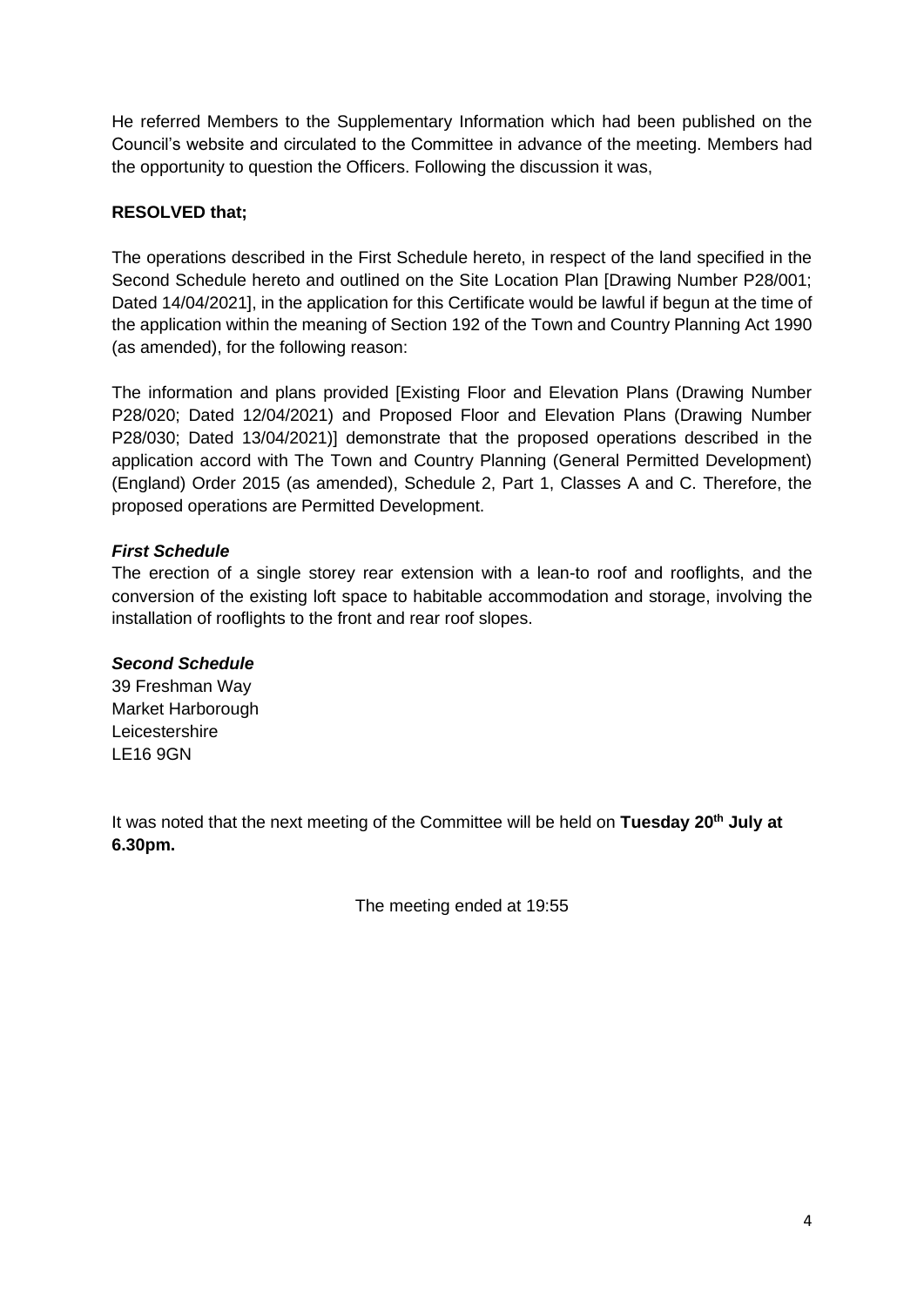He referred Members to the Supplementary Information which had been published on the Council's website and circulated to the Committee in advance of the meeting. Members had the opportunity to question the Officers. Following the discussion it was,

**RESOLVED that;**

The operations described in the First Schedule hereto, in respect of the land specified in the Second Schedule hereto and outlined on the Site Location Plan [Drawing Number P28/001; Dated 14/04/2021], in the application for this Certificate would be lawful if begun at the time of the application within the meaning of Section 192 of the Town and Country Planning Act 1990 (as amended), for the following reason:

The information and plans provided [Existing Floor and Elevation Plans (Drawing Number P28/020; Dated 12/04/2021) and Proposed Floor and Elevation Plans (Drawing Number P28/030; Dated 13/04/2021)] demonstrate that the proposed operations described in the application accord with The Town and Country Planning (General Permitted Development) (England) Order 2015 (as amended), Schedule 2, Part 1, Classes A and C. Therefore, the proposed operations are Permitted Development.

***First Schedule***

The erection of a single storey rear extension with a lean-to roof and rooflights, and the conversion of the existing loft space to habitable accommodation and storage, involving the installation of rooflights to the front and rear roof slopes.

***Second Schedule***

39 Freshman Way
Market Harborough
Leicestershire
LE16 9GN

It was noted that the next meeting of the Committee will be held on **Tuesday 20th July at 6.30pm.**

The meeting ended at 19:55